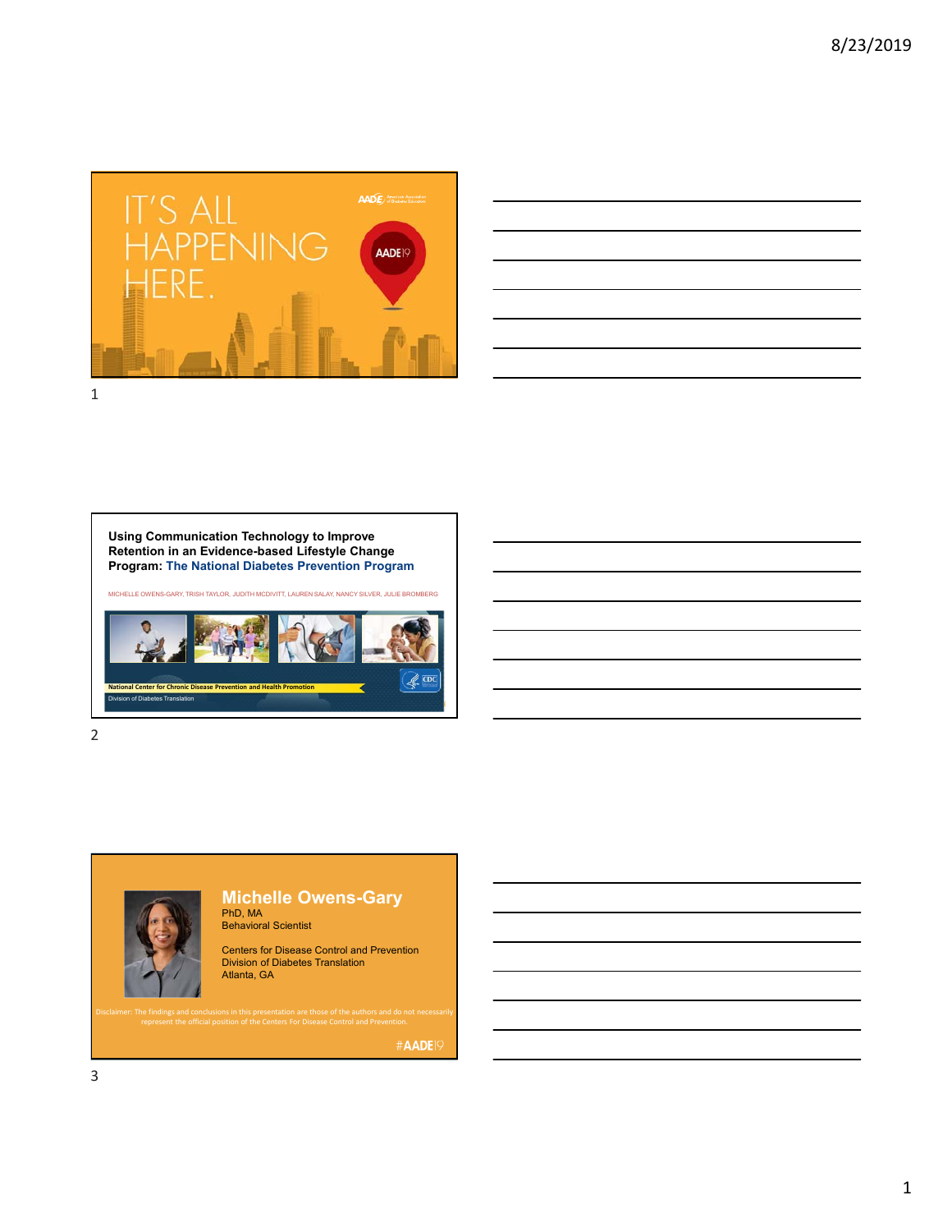IT'S ALL HAPPENING HERE.

AADE19

---

**Using Communication Technology to Improve Retention in an Evidence-based Lifestyle Change Program: The National Diabetes Prevention Program**

MICHELLE OWENS-GARY, TRISH TAYLOR, JUDITH MCDIVITT, LAUREN SALAY, NANCY SILVER, JULIE BROMBERG

National Center for Chronic Disease Prevention and Health Promotion

Division of Diabetes Translation

---

## Michelle Owens-Gary

PhD, MA
Behavioral Scientist

Centers for Disease Control and Prevention
Division of Diabetes Translation
Atlanta, GA

Disclaimer: The findings and conclusions in this presentation are those of the authors and do not necessarily represent the official position of the Centers For Disease Control and Prevention.

#AADE19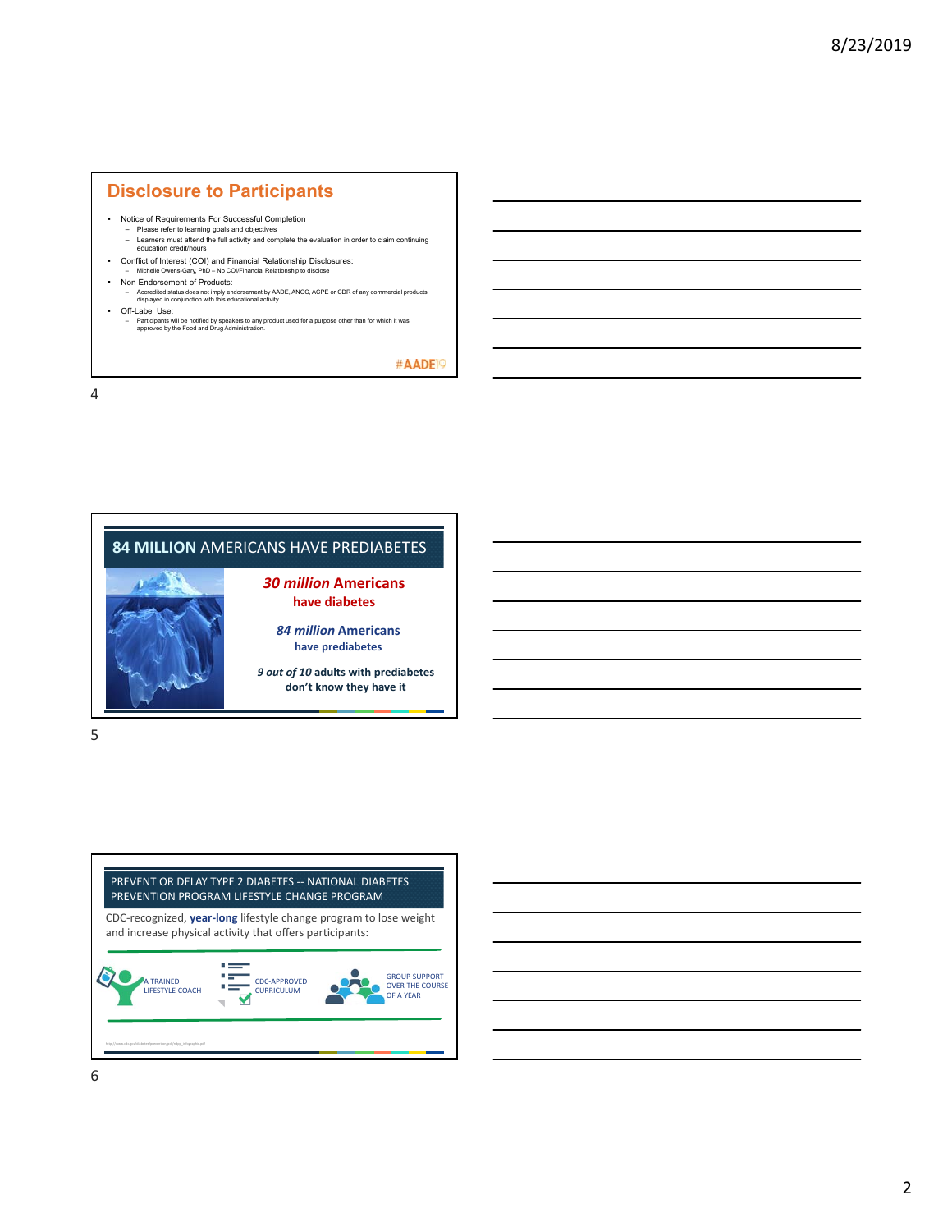## Disclosure to Participants

- Notice of Requirements For Successful Completion
  - Please refer to learning goals and objectives
  - Learners must attend the full activity and complete the evaluation in order to claim continuing education credit/hours
- Conflict of Interest (COI) and Financial Relationship Disclosures:
  - Michelle Owens-Gary, PhD – No COI/Financial Relationship to disclose
- Non-Endorsement of Products:
  - Accredited status does not imply endorsement by AADE, ANCC, ACPE or CDR of any commercial products displayed in conjunction with this educational activity
- Off-Label Use:
  - Participants will be notified by speakers to any product used for a purpose other than for which it was approved by the Food and Drug Administration.

#AADE19

## 84 MILLION AMERICANS HAVE PREDIABETES

***30 million* Americans have diabetes**

***84 million* Americans have prediabetes**

***9 out of 10* adults with prediabetes don't know they have it**

## PREVENT OR DELAY TYPE 2 DIABETES -- NATIONAL DIABETES PREVENTION PROGRAM LIFESTYLE CHANGE PROGRAM

CDC-recognized, **year-long** lifestyle change program to lose weight and increase physical activity that offers participants:

- A TRAINED LIFESTYLE COACH
- CDC-APPROVED CURRICULUM
- GROUP SUPPORT OVER THE COURSE OF A YEAR

http://www.cdc.gov/diabetes/prevention/pdf/dpp_infographic.pdf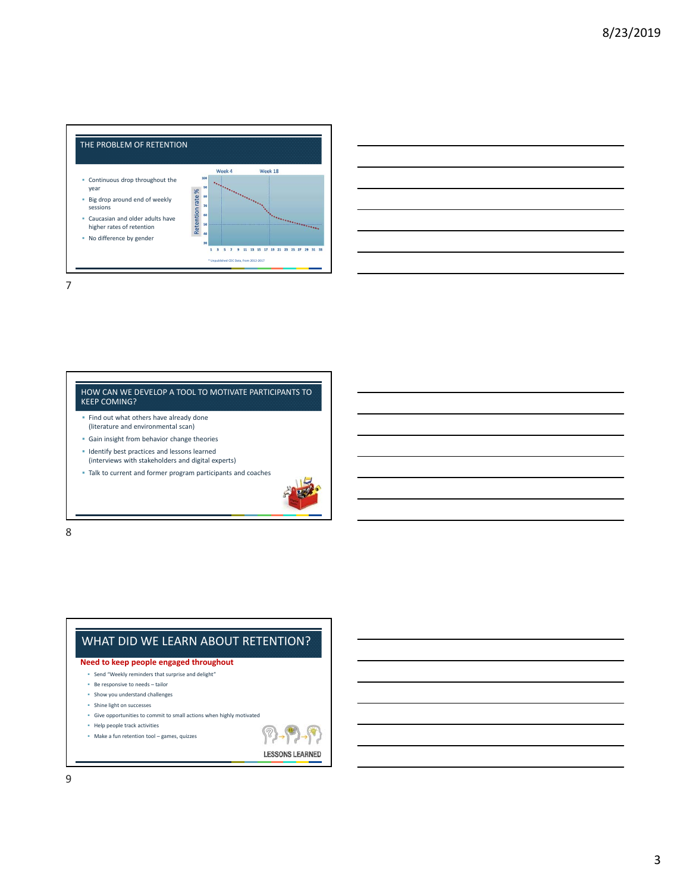## THE PROBLEM OF RETENTION

- Continuous drop throughout the year
- Big drop around end of weekly sessions
- Caucasian and older adults have higher rates of retention
- No difference by gender

Week 4 Week 18

Retention rate %

* Unpublished CDC Data, from 2012-2017

## HOW CAN WE DEVELOP A TOOL TO MOTIVATE PARTICIPANTS TO KEEP COMING?

- Find out what others have already done (literature and environmental scan)
- Gain insight from behavior change theories
- Identify best practices and lessons learned (interviews with stakeholders and digital experts)
- Talk to current and former program participants and coaches

## WHAT DID WE LEARN ABOUT RETENTION?

**Need to keep people engaged throughout**

- Send "Weekly reminders that surprise and delight"
- Be responsive to needs – tailor
- Show you understand challenges
- Shine light on successes
- Give opportunities to commit to small actions when highly motivated
- Help people track activities
- Make a fun retention tool – games, quizzes

LESSONS LEARNED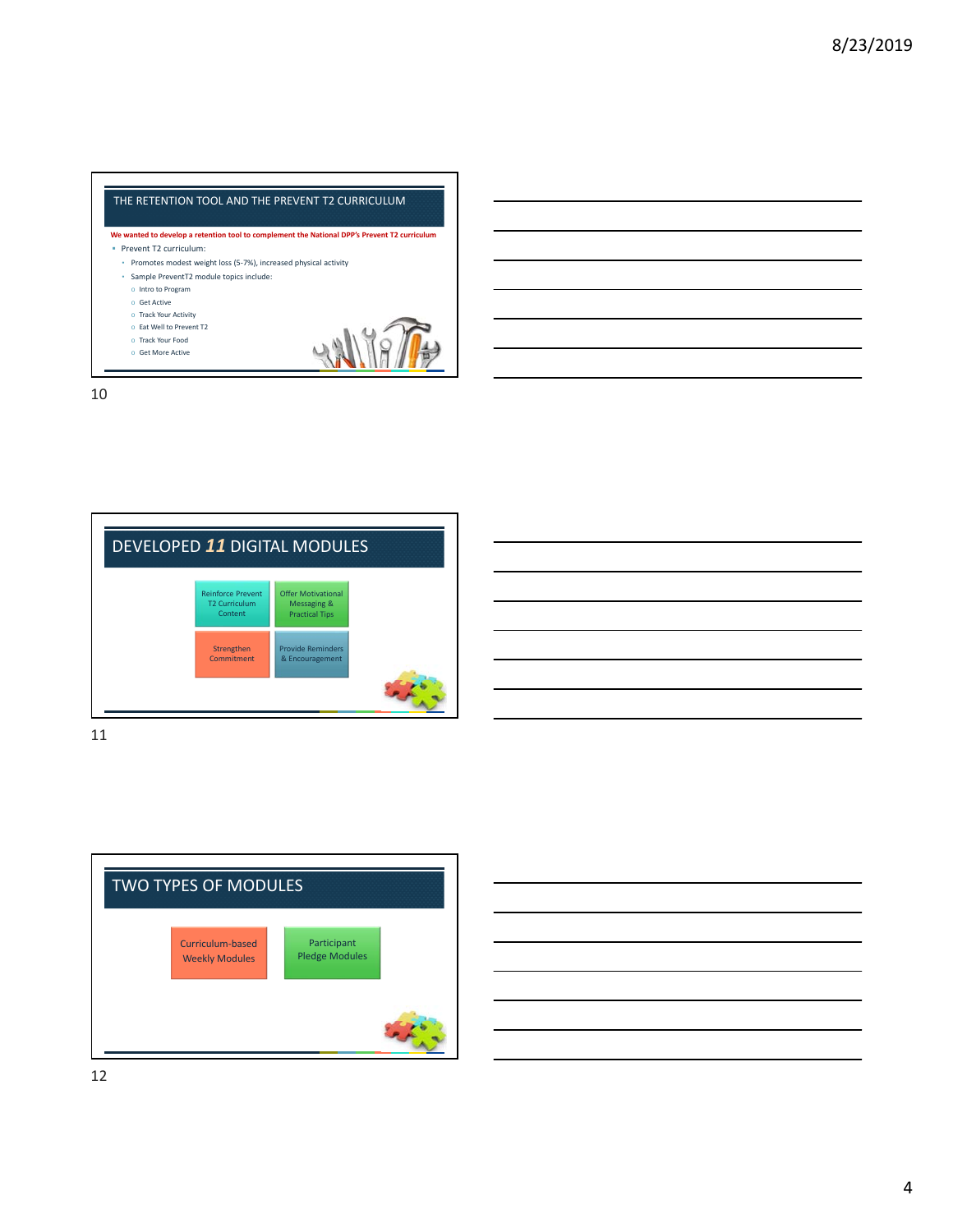## THE RETENTION TOOL AND THE PREVENT T2 CURRICULUM

**We wanted to develop a retention tool to complement the National DPP's Prevent T2 curriculum**

- Prevent T2 curriculum:
  - Promotes modest weight loss (5-7%), increased physical activity
  - Sample PreventT2 module topics include:
    - Intro to Program
    - Get Active
    - Track Your Activity
    - Eat Well to Prevent T2
    - Track Your Food
    - Get More Active

## DEVELOPED *11* DIGITAL MODULES

- Reinforce Prevent T2 Curriculum Content
- Offer Motivational Messaging & Practical Tips
- Strengthen Commitment
- Provide Reminders & Encouragement

## TWO TYPES OF MODULES

- Curriculum-based Weekly Modules
- Participant Pledge Modules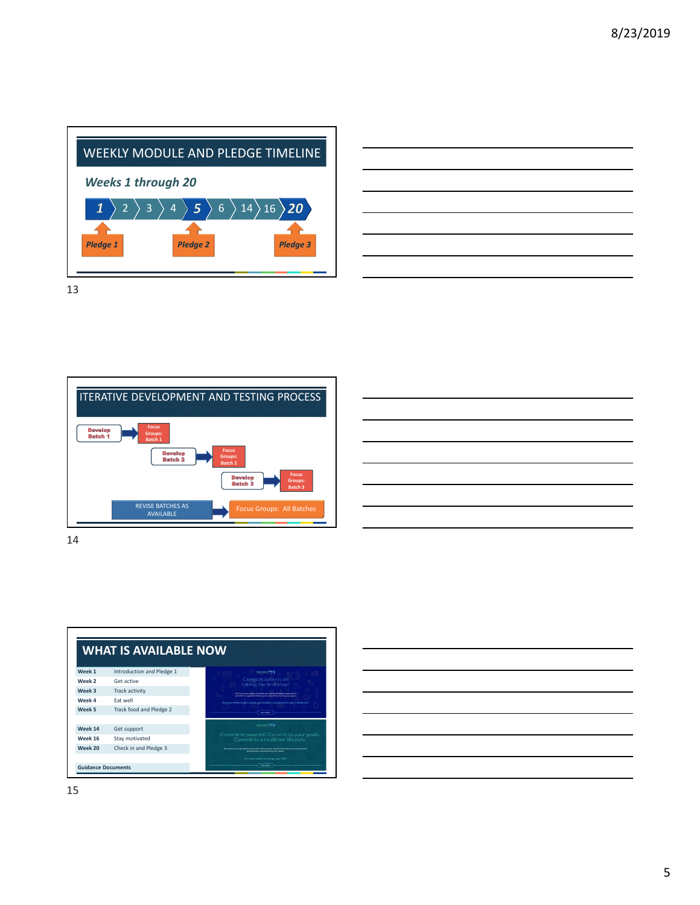## WEEKLY MODULE AND PLEDGE TIMELINE

*Weeks 1 through 20*

**1** › 2 › 3 › 4 › **5** › 6 › 14 › 16 › **20**

*Pledge 1* (Week 1) — *Pledge 2* (Week 5) — *Pledge 3* (Week 20)

## ITERATIVE DEVELOPMENT AND TESTING PROCESS

Develop Batch 1 → Focus Groups: Batch 1

Develop Batch 2 → Focus Groups: Batch 2

Develop Batch 3 → Focus Groups: Batch 3

REVISE BATCHES AS AVAILABLE → Focus Groups: All Batches

## WHAT IS AVAILABLE NOW

| | |
|---|---|
| **Week 1** | Introduction and Pledge 1 |
| **Week 2** | Get active |
| **Week 3** | Track activity |
| **Week 4** | Eat well |
| **Week 5** | Track food and Pledge 2 |
| | |
| **Week 14** | Get support |
| **Week 16** | Stay motivated |
| **Week 20** | Check in and Pledge 3 |
| | |
| **Guidance Documents** | |

Congratulations on taking the first step!

Commit to yourself. Commit to your goals. Commit to a healthier lifestyle.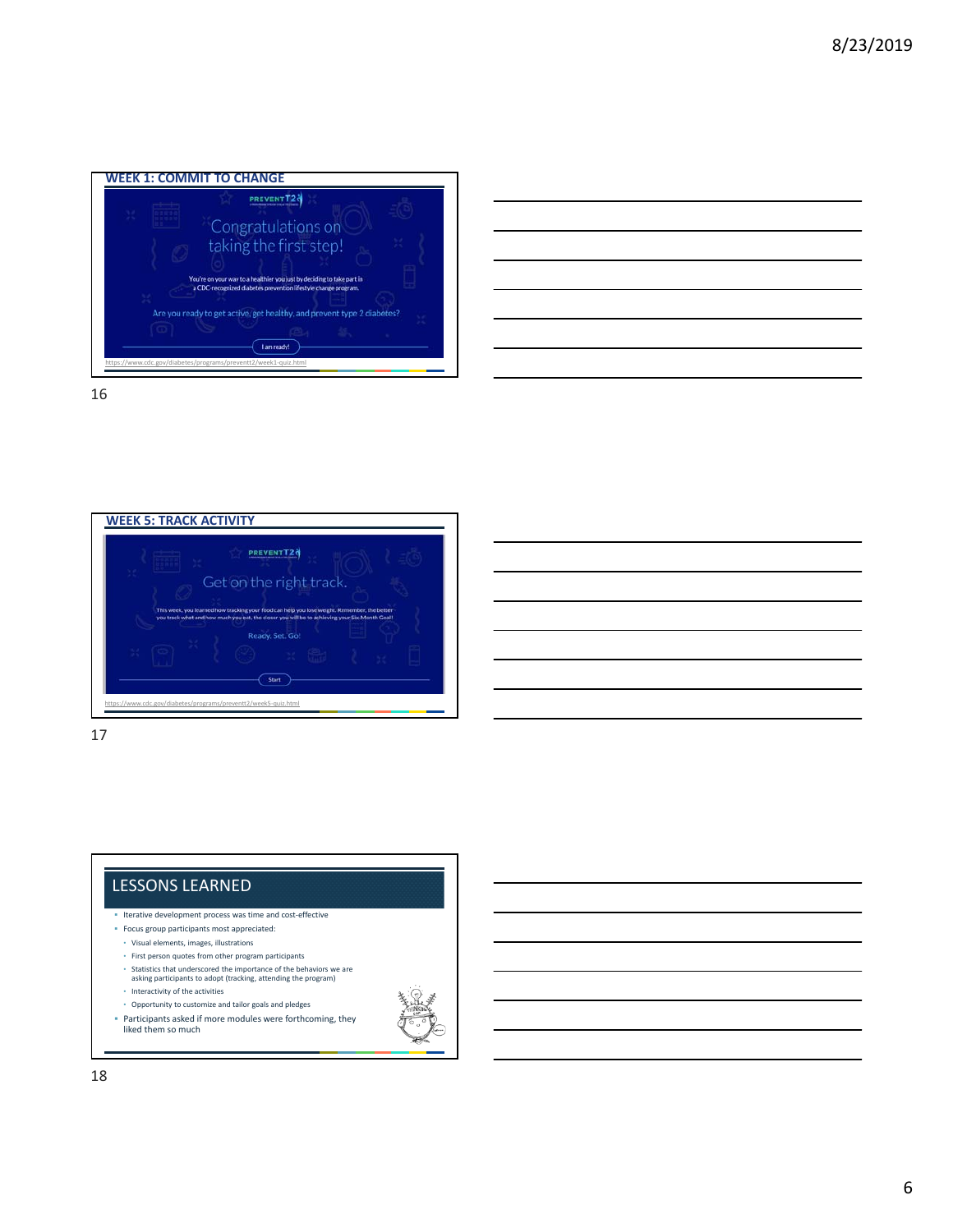## WEEK 1: COMMIT TO CHANGE

PREVENT T2

Congratulations on taking the first step!

You're on your way to a healthier you just by deciding to take part in a CDC-recognized diabetes prevention lifestyle change program.

Are you ready to get active, get healthy, and prevent type 2 diabetes?

I am ready!

https://www.cdc.gov/diabetes/programs/preventt2/week1-quiz.html

## WEEK 5: TRACK ACTIVITY

PREVENT T2

Get on the right track.

This week, you learned how tracking your food can help you lose weight. Remember, the better you track what and how much you eat, the closer you will be to achieving your Six Month Goal!

Ready. Set. Go!

Start

https://www.cdc.gov/diabetes/programs/preventt2/week5-quiz.html

## LESSONS LEARNED

- Iterative development process was time and cost-effective
- Focus group participants most appreciated:
  - Visual elements, images, illustrations
  - First person quotes from other program participants
  - Statistics that underscored the importance of the behaviors we are asking participants to adopt (tracking, attending the program)
  - Interactivity of the activities
  - Opportunity to customize and tailor goals and pledges
- Participants asked if more modules were forthcoming, they liked them so much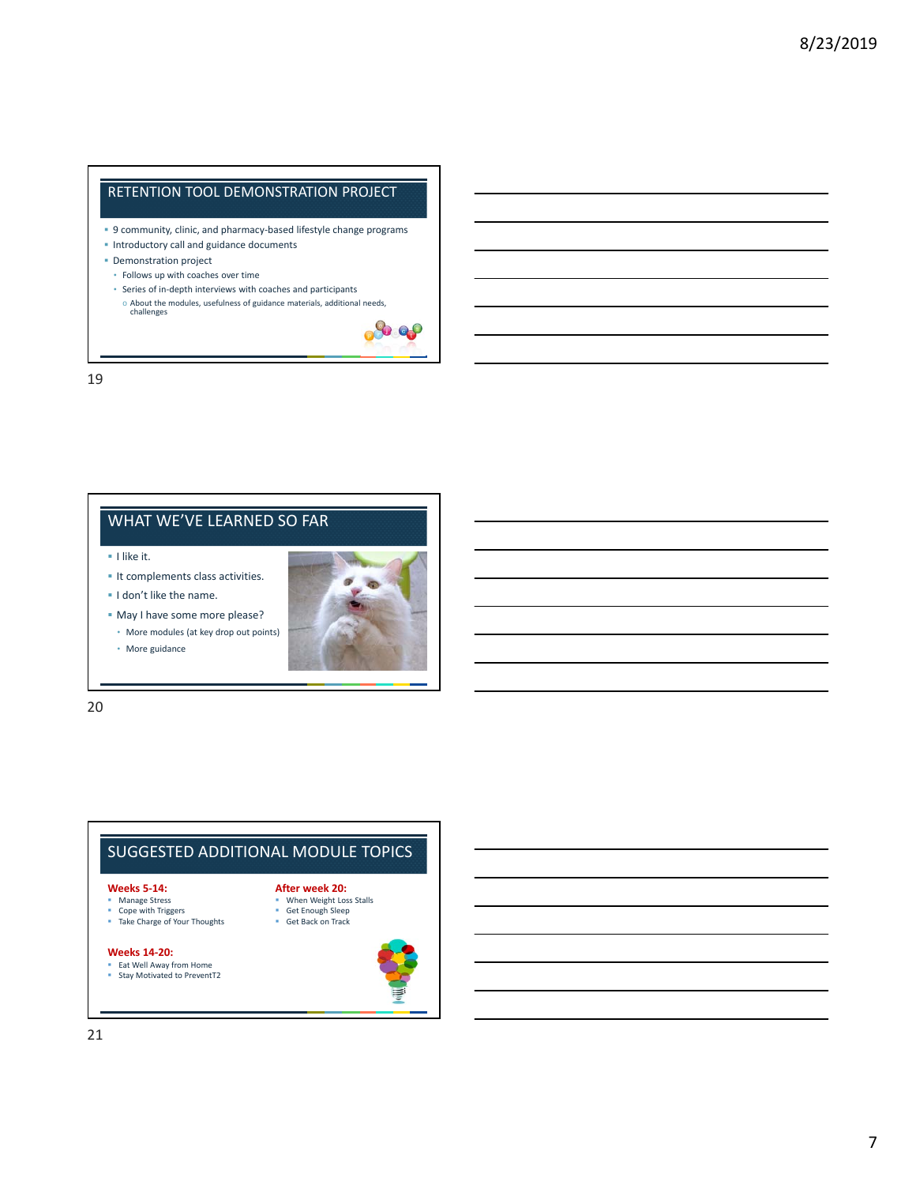## RETENTION TOOL DEMONSTRATION PROJECT

- 9 community, clinic, and pharmacy-based lifestyle change programs
- Introductory call and guidance documents
- Demonstration project
  - Follows up with coaches over time
  - Series of in-depth interviews with coaches and participants
    - About the modules, usefulness of guidance materials, additional needs, challenges

## WHAT WE'VE LEARNED SO FAR

- I like it.
- It complements class activities.
- I don't like the name.
- May I have some more please?
  - More modules (at key drop out points)
  - More guidance

## SUGGESTED ADDITIONAL MODULE TOPICS

**Weeks 5-14:**
- Manage Stress
- Cope with Triggers
- Take Charge of Your Thoughts

**Weeks 14-20:**
- Eat Well Away from Home
- Stay Motivated to PreventT2

**After week 20:**
- When Weight Loss Stalls
- Get Enough Sleep
- Get Back on Track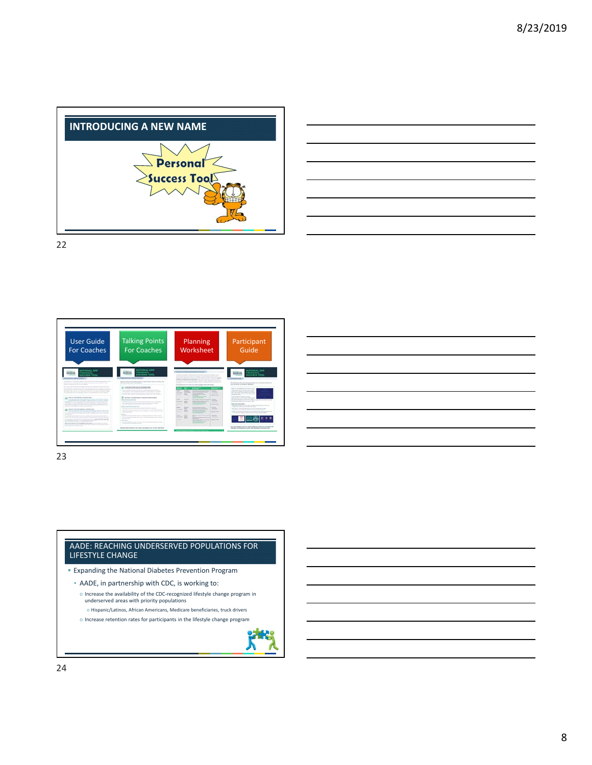## INTRODUCING A NEW NAME

Personal Success Tool

---

User Guide For Coaches

Talking Points For Coaches

Planning Worksheet

Participant Guide

---

## AADE: REACHING UNDERSERVED POPULATIONS FOR LIFESTYLE CHANGE

- Expanding the National Diabetes Prevention Program
  - AADE, in partnership with CDC, is working to:
    - Increase the availability of the CDC-recognized lifestyle change program in underserved areas with priority populations
      - Hispanic/Latinos, African Americans, Medicare beneficiaries, truck drivers
    - Increase retention rates for participants in the lifestyle change program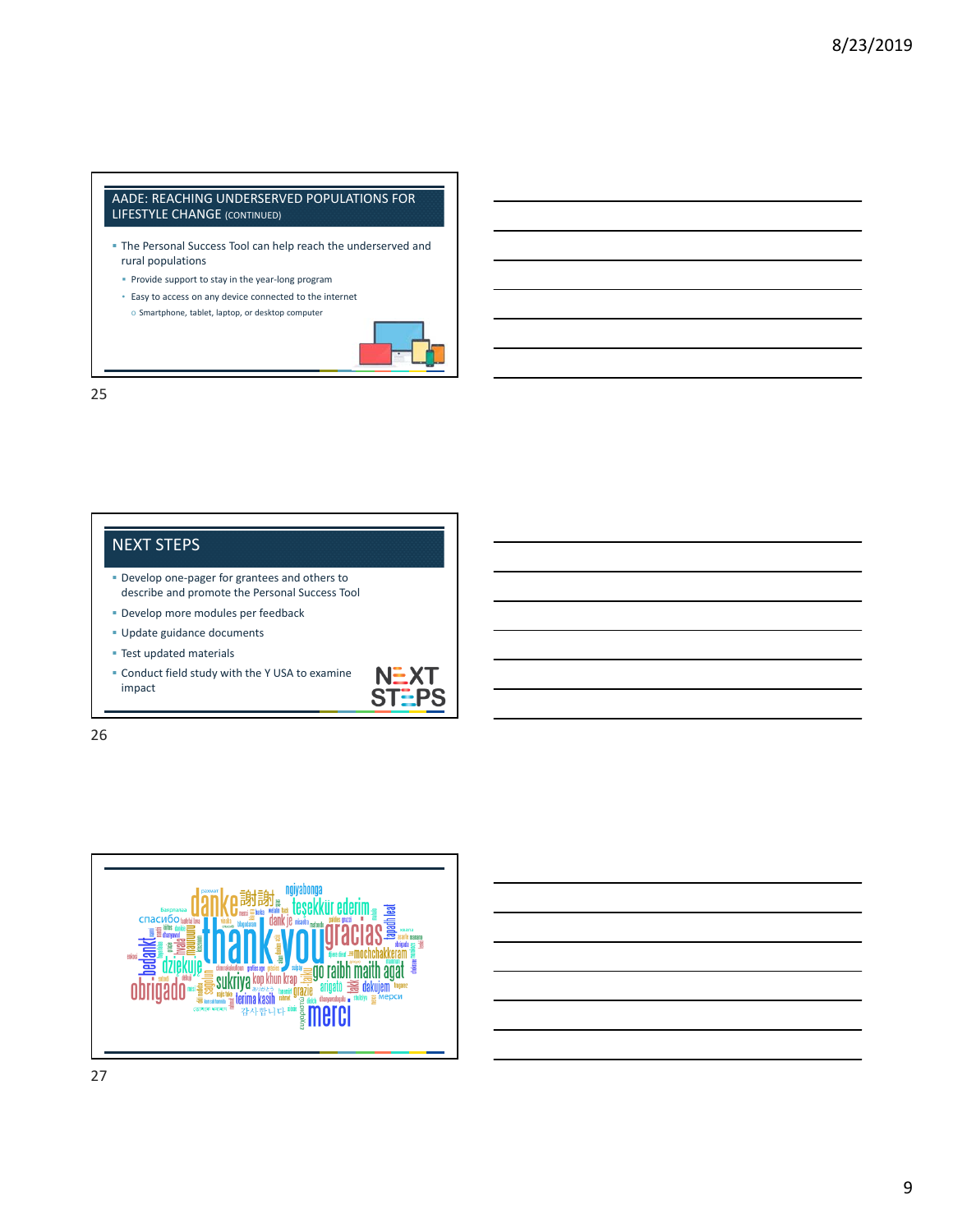## AADE: REACHING UNDERSERVED POPULATIONS FOR LIFESTYLE CHANGE (CONTINUED)

- The Personal Success Tool can help reach the underserved and rural populations
  - Provide support to stay in the year-long program
  - Easy to access on any device connected to the internet
    - Smartphone, tablet, laptop, or desktop computer

## NEXT STEPS

- Develop one-pager for grantees and others to describe and promote the Personal Success Tool
- Develop more modules per feedback
- Update guidance documents
- Test updated materials
- Conduct field study with the Y USA to examine impact